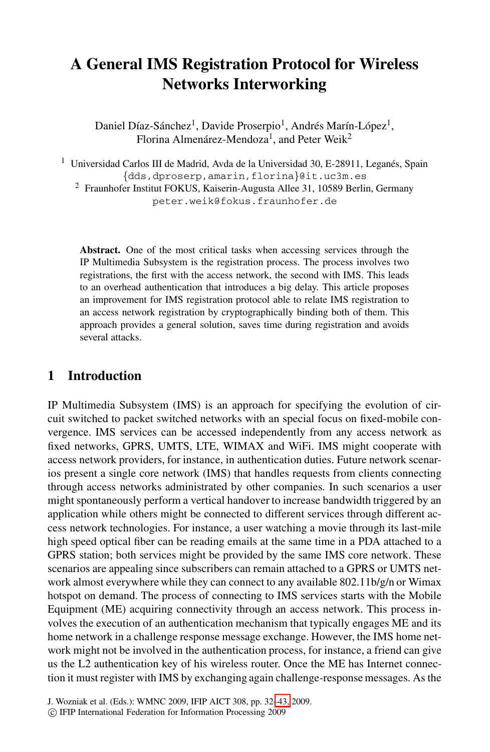# A General IMS Registration Protocol for Wireless Networks Interworking

Daniel Díaz-Sánchez[1], Davide Proserpio[1], Andrés Marín-López[1], Florina Almenárez-Mendoza[1], and Peter Weik[2]

[1] Universidad Carlos III de Madrid, Avda de la Universidad 30, E-28911, Leganés, Spain
{dds,dproserp,amarin,florina}@it.uc3m.es

[2] Fraunhofer Institut FOKUS, Kaiserin-Augusta Allee 31, 10589 Berlin, Germany
peter.weik@fokus.fraunhofer.de

**Abstract.** One of the most critical tasks when accessing services through the IP Multimedia Subsystem is the registration process. The process involves two registrations, the first with the access network, the second with IMS. This leads to an overhead authentication that introduces a big delay. This article proposes an improvement for IMS registration protocol able to relate IMS registration to an access network registration by cryptographically binding both of them. This approach provides a general solution, saves time during registration and avoids several attacks.

## 1 Introduction

IP Multimedia Subsystem (IMS) is an approach for specifying the evolution of circuit switched to packet switched networks with an special focus on fixed-mobile convergence. IMS services can be accessed independently from any access network as fixed networks, GPRS, UMTS, LTE, WIMAX and WiFi. IMS might cooperate with access network providers, for instance, in authentication duties. Future network scenarios present a single core network (IMS) that handles requests from clients connecting through access networks administrated by other companies. In such scenarios a user might spontaneously perform a vertical handover to increase bandwidth triggered by an application while others might be connected to different services through different access network technologies. For instance, a user watching a movie through its last-mile high speed optical fiber can be reading emails at the same time in a PDA attached to a GPRS station; both services might be provided by the same IMS core network. These scenarios are appealing since subscribers can remain attached to a GPRS or UMTS network almost everywhere while they can connect to any available 802.11b/g/n or Wimax hotspot on demand. The process of connecting to IMS services starts with the Mobile Equipment (ME) acquiring connectivity through an access network. This process involves the execution of an authentication mechanism that typically engages ME and its home network in a challenge response message exchange. However, the IMS home network might not be involved in the authentication process, for instance, a friend can give us the L2 authentication key of his wireless router. Once the ME has Internet connection it must register with IMS by exchanging again challenge-response messages. As the

J. Wozniak et al. (Eds.): WMNC 2009, IFIP AICT 308, pp. 32–43, 2009.
© IFIP International Federation for Information Processing 2009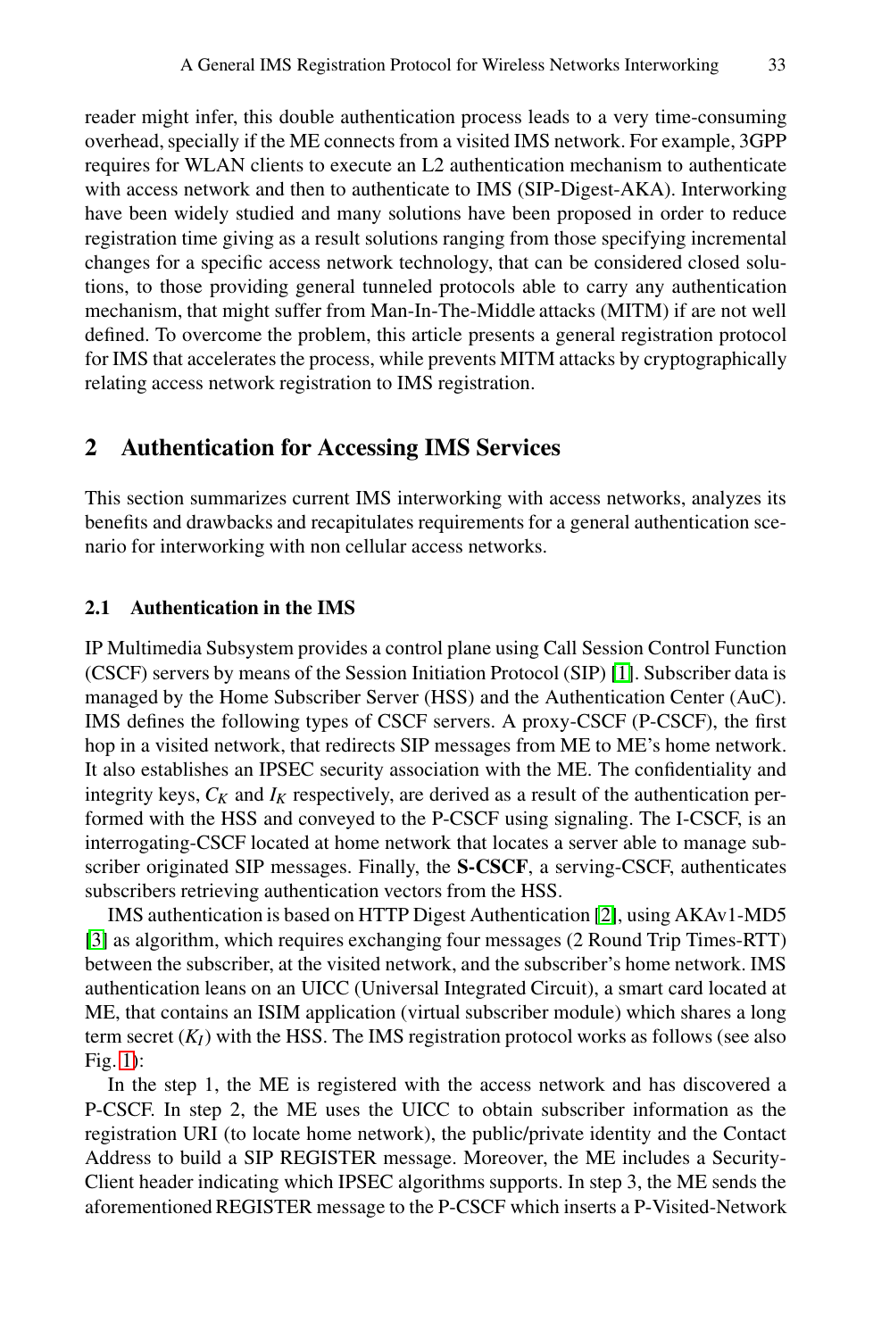reader might infer, this double authentication process leads to a very time-consuming overhead, specially if the ME connects from a visited IMS network. For example, 3GPP requires for WLAN clients to execute an L2 authentication mechanism to authenticate with access network and then to authenticate to IMS (SIP-Digest-AKA). Interworking have been widely studied and many solutions have been proposed in order to reduce registration time giving as a result solutions ranging from those specifying incremental changes for a specific access network technology, that can be considered closed solutions, to those providing general tunneled protocols able to carry any authentication mechanism, that might suffer from Man-In-The-Middle attacks (MITM) if are not well defined. To overcome the problem, this article presents a general registration protocol for IMS that accelerates the process, while prevents MITM attacks by cryptographically relating access network registration to IMS registration.

## 2 Authentication for Accessing IMS Services

This section summarizes current IMS interworking with access networks, analyzes its benefits and drawbacks and recapitulates requirements for a general authentication scenario for interworking with non cellular access networks.

### 2.1 Authentication in the IMS

IP Multimedia Subsystem provides a control plane using Call Session Control Function (CSCF) servers by means of the Session Initiation Protocol (SIP) [1]. Subscriber data is managed by the Home Subscriber Server (HSS) and the Authentication Center (AuC). IMS defines the following types of CSCF servers. A proxy-CSCF (P-CSCF), the first hop in a visited network, that redirects SIP messages from ME to ME's home network. It also establishes an IPSEC security association with the ME. The confidentiality and integrity keys, $C_K$ and $I_K$ respectively, are derived as a result of the authentication performed with the HSS and conveyed to the P-CSCF using signaling. The I-CSCF, is an interrogating-CSCF located at home network that locates a server able to manage subscriber originated SIP messages. Finally, the **S-CSCF**, a serving-CSCF, authenticates subscribers retrieving authentication vectors from the HSS.

IMS authentication is based on HTTP Digest Authentication [2], using AKAv1-MD5 [3] as algorithm, which requires exchanging four messages (2 Round Trip Times-RTT) between the subscriber, at the visited network, and the subscriber's home network. IMS authentication leans on an UICC (Universal Integrated Circuit), a smart card located at ME, that contains an ISIM application (virtual subscriber module) which shares a long term secret ($K_I$) with the HSS. The IMS registration protocol works as follows (see also Fig. 1):

In the step 1, the ME is registered with the access network and has discovered a P-CSCF. In step 2, the ME uses the UICC to obtain subscriber information as the registration URI (to locate home network), the public/private identity and the Contact Address to build a SIP REGISTER message. Moreover, the ME includes a Security-Client header indicating which IPSEC algorithms supports. In step 3, the ME sends the aforementioned REGISTER message to the P-CSCF which inserts a P-Visited-Network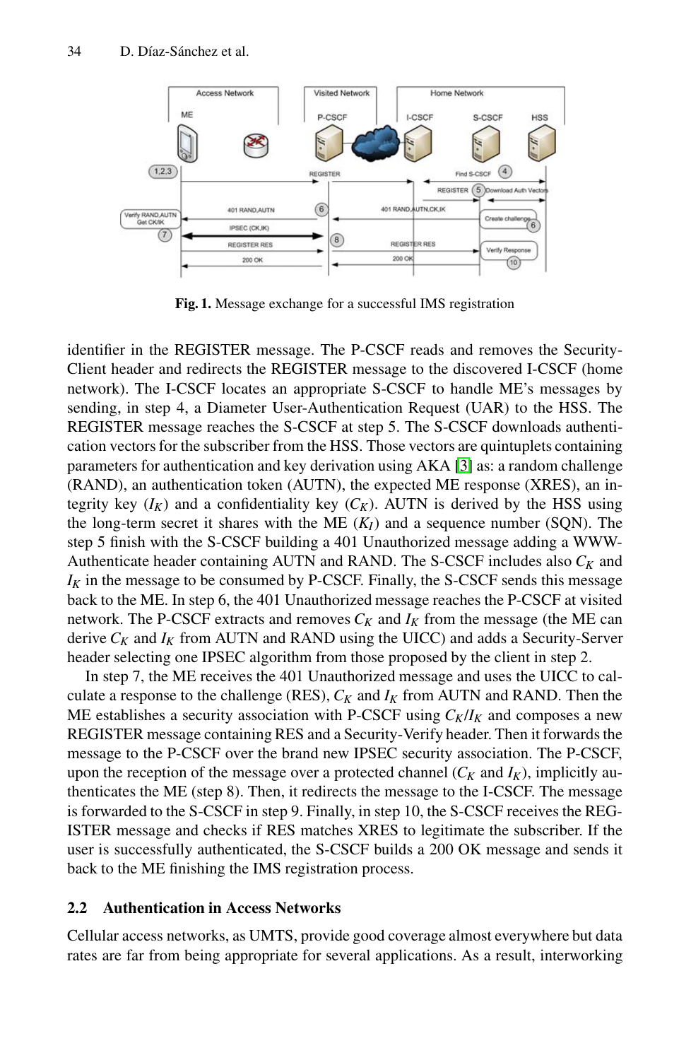**Fig. 1.** Message exchange for a successful IMS registration

identifier in the REGISTER message. The P-CSCF reads and removes the Security-Client header and redirects the REGISTER message to the discovered I-CSCF (home network). The I-CSCF locates an appropriate S-CSCF to handle ME's messages by sending, in step 4, a Diameter User-Authentication Request (UAR) to the HSS. The REGISTER message reaches the S-CSCF at step 5. The S-CSCF downloads authentication vectors for the subscriber from the HSS. Those vectors are quintuplets containing parameters for authentication and key derivation using AKA [3] as: a random challenge (RAND), an authentication token (AUTN), the expected ME response (XRES), an integrity key ($I_K$) and a confidentiality key ($C_K$). AUTN is derived by the HSS using the long-term secret it shares with the ME ($K_I$) and a sequence number (SQN). The step 5 finish with the S-CSCF building a 401 Unauthorized message adding a WWW-Authenticate header containing AUTN and RAND. The S-CSCF includes also $C_K$ and $I_K$ in the message to be consumed by P-CSCF. Finally, the S-CSCF sends this message back to the ME. In step 6, the 401 Unauthorized message reaches the P-CSCF at visited network. The P-CSCF extracts and removes $C_K$ and $I_K$ from the message (the ME can derive $C_K$ and $I_K$ from AUTN and RAND using the UICC) and adds a Security-Server header selecting one IPSEC algorithm from those proposed by the client in step 2.

In step 7, the ME receives the 401 Unauthorized message and uses the UICC to calculate a response to the challenge (RES), $C_K$ and $I_K$ from AUTN and RAND. Then the ME establishes a security association with P-CSCF using $C_K/I_K$ and composes a new REGISTER message containing RES and a Security-Verify header. Then it forwards the message to the P-CSCF over the brand new IPSEC security association. The P-CSCF, upon the reception of the message over a protected channel ($C_K$ and $I_K$), implicitly authenticates the ME (step 8). Then, it redirects the message to the I-CSCF. The message is forwarded to the S-CSCF in step 9. Finally, in step 10, the S-CSCF receives the REGISTER message and checks if RES matches XRES to legitimate the subscriber. If the user is successfully authenticated, the S-CSCF builds a 200 OK message and sends it back to the ME finishing the IMS registration process.

### 2.2 Authentication in Access Networks

Cellular access networks, as UMTS, provide good coverage almost everywhere but data rates are far from being appropriate for several applications. As a result, interworking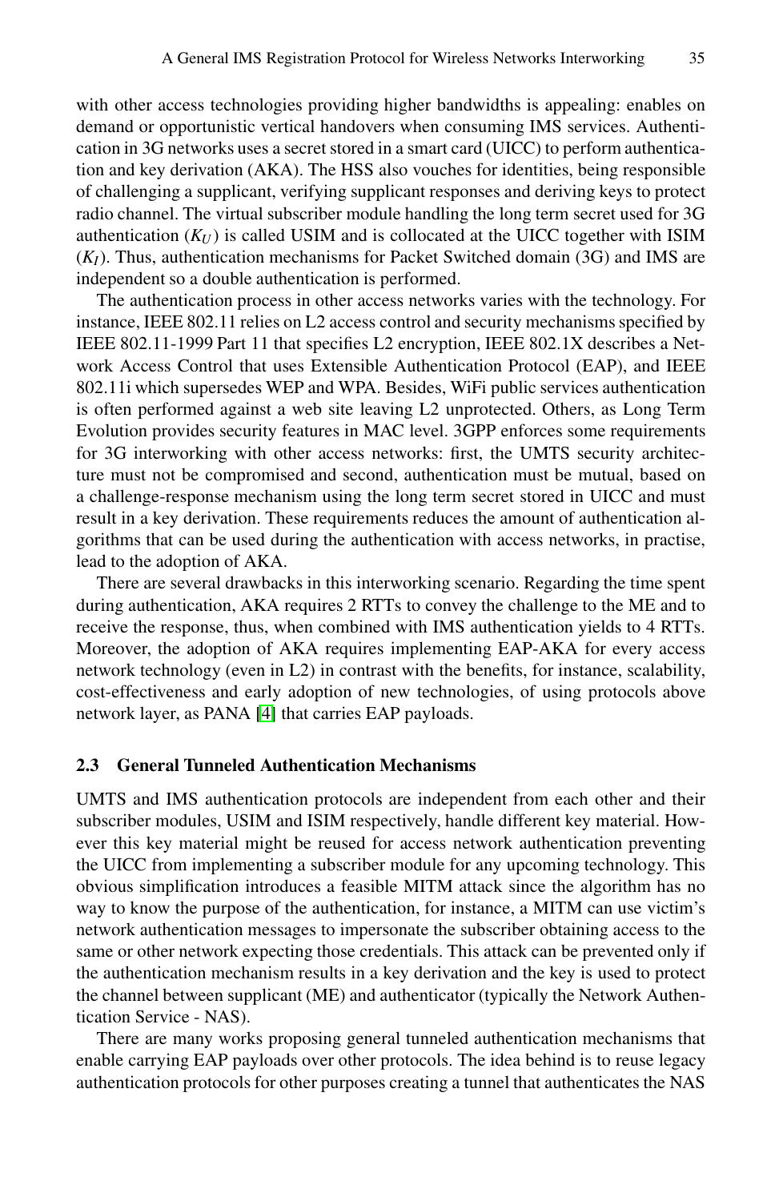with other access technologies providing higher bandwidths is appealing: enables on demand or opportunistic vertical handovers when consuming IMS services. Authentication in 3G networks uses a secret stored in a smart card (UICC) to perform authentication and key derivation (AKA). The HSS also vouches for identities, being responsible of challenging a supplicant, verifying supplicant responses and deriving keys to protect radio channel. The virtual subscriber module handling the long term secret used for 3G authentication ($K_U$) is called USIM and is collocated at the UICC together with ISIM ($K_I$). Thus, authentication mechanisms for Packet Switched domain (3G) and IMS are independent so a double authentication is performed.

The authentication process in other access networks varies with the technology. For instance, IEEE 802.11 relies on L2 access control and security mechanisms specified by IEEE 802.11-1999 Part 11 that specifies L2 encryption, IEEE 802.1X describes a Network Access Control that uses Extensible Authentication Protocol (EAP), and IEEE 802.11i which supersedes WEP and WPA. Besides, WiFi public services authentication is often performed against a web site leaving L2 unprotected. Others, as Long Term Evolution provides security features in MAC level. 3GPP enforces some requirements for 3G interworking with other access networks: first, the UMTS security architecture must not be compromised and second, authentication must be mutual, based on a challenge-response mechanism using the long term secret stored in UICC and must result in a key derivation. These requirements reduces the amount of authentication algorithms that can be used during the authentication with access networks, in practise, lead to the adoption of AKA.

There are several drawbacks in this interworking scenario. Regarding the time spent during authentication, AKA requires 2 RTTs to convey the challenge to the ME and to receive the response, thus, when combined with IMS authentication yields to 4 RTTs. Moreover, the adoption of AKA requires implementing EAP-AKA for every access network technology (even in L2) in contrast with the benefits, for instance, scalability, cost-effectiveness and early adoption of new technologies, of using protocols above network layer, as PANA [4] that carries EAP payloads.

### 2.3 General Tunneled Authentication Mechanisms

UMTS and IMS authentication protocols are independent from each other and their subscriber modules, USIM and ISIM respectively, handle different key material. However this key material might be reused for access network authentication preventing the UICC from implementing a subscriber module for any upcoming technology. This obvious simplification introduces a feasible MITM attack since the algorithm has no way to know the purpose of the authentication, for instance, a MITM can use victim's network authentication messages to impersonate the subscriber obtaining access to the same or other network expecting those credentials. This attack can be prevented only if the authentication mechanism results in a key derivation and the key is used to protect the channel between supplicant (ME) and authenticator (typically the Network Authentication Service - NAS).

There are many works proposing general tunneled authentication mechanisms that enable carrying EAP payloads over other protocols. The idea behind is to reuse legacy authentication protocols for other purposes creating a tunnel that authenticates the NAS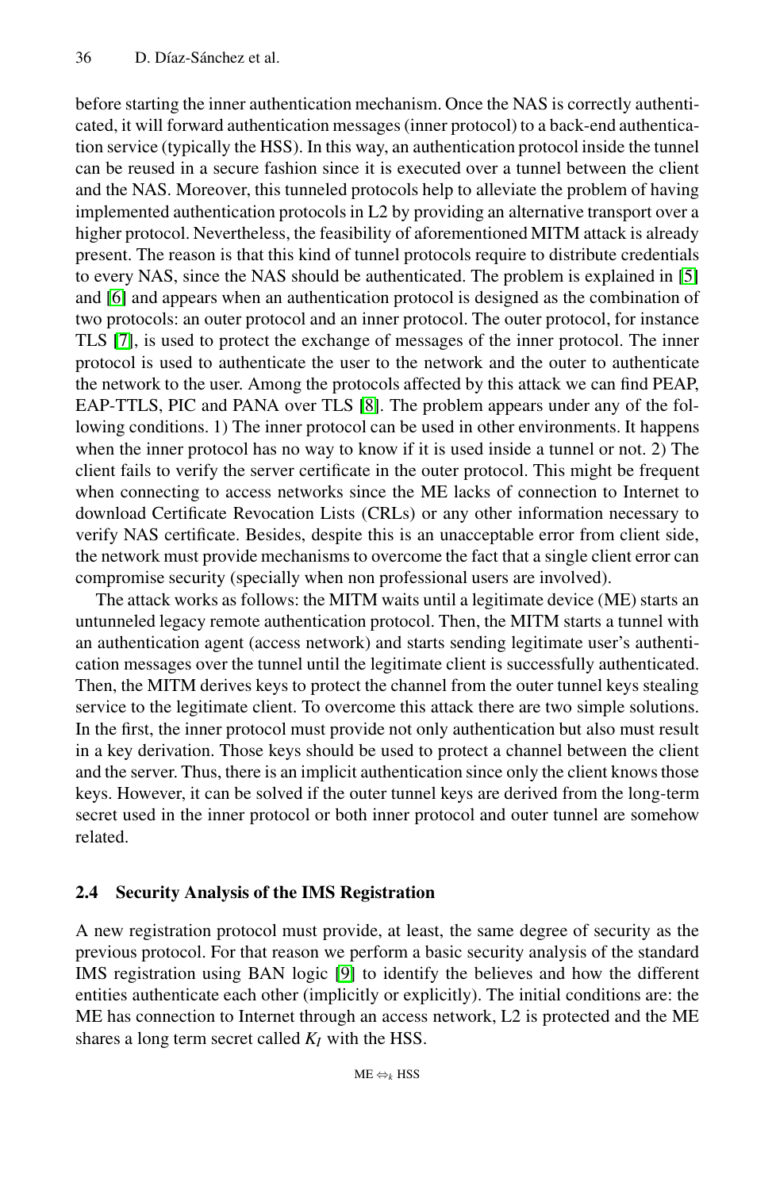before starting the inner authentication mechanism. Once the NAS is correctly authenticated, it will forward authentication messages (inner protocol) to a back-end authentication service (typically the HSS). In this way, an authentication protocol inside the tunnel can be reused in a secure fashion since it is executed over a tunnel between the client and the NAS. Moreover, this tunneled protocols help to alleviate the problem of having implemented authentication protocols in L2 by providing an alternative transport over a higher protocol. Nevertheless, the feasibility of aforementioned MITM attack is already present. The reason is that this kind of tunnel protocols require to distribute credentials to every NAS, since the NAS should be authenticated. The problem is explained in [5] and [6] and appears when an authentication protocol is designed as the combination of two protocols: an outer protocol and an inner protocol. The outer protocol, for instance TLS [7], is used to protect the exchange of messages of the inner protocol. The inner protocol is used to authenticate the user to the network and the outer to authenticate the network to the user. Among the protocols affected by this attack we can find PEAP, EAP-TTLS, PIC and PANA over TLS [8]. The problem appears under any of the following conditions. 1) The inner protocol can be used in other environments. It happens when the inner protocol has no way to know if it is used inside a tunnel or not. 2) The client fails to verify the server certificate in the outer protocol. This might be frequent when connecting to access networks since the ME lacks of connection to Internet to download Certificate Revocation Lists (CRLs) or any other information necessary to verify NAS certificate. Besides, despite this is an unacceptable error from client side, the network must provide mechanisms to overcome the fact that a single client error can compromise security (specially when non professional users are involved).

The attack works as follows: the MITM waits until a legitimate device (ME) starts an untunneled legacy remote authentication protocol. Then, the MITM starts a tunnel with an authentication agent (access network) and starts sending legitimate user's authentication messages over the tunnel until the legitimate client is successfully authenticated. Then, the MITM derives keys to protect the channel from the outer tunnel keys stealing service to the legitimate client. To overcome this attack there are two simple solutions. In the first, the inner protocol must provide not only authentication but also must result in a key derivation. Those keys should be used to protect a channel between the client and the server. Thus, there is an implicit authentication since only the client knows those keys. However, it can be solved if the outer tunnel keys are derived from the long-term secret used in the inner protocol or both inner protocol and outer tunnel are somehow related.

### 2.4 Security Analysis of the IMS Registration

A new registration protocol must provide, at least, the same degree of security as the previous protocol. For that reason we perform a basic security analysis of the standard IMS registration using BAN logic [9] to identify the believes and how the different entities authenticate each other (implicitly or explicitly). The initial conditions are: the ME has connection to Internet through an access network, L2 is protected and the ME shares a long term secret called $K_I$ with the HSS.

$$\mathrm{ME} \Leftrightarrow_{k} \mathrm{HSS}$$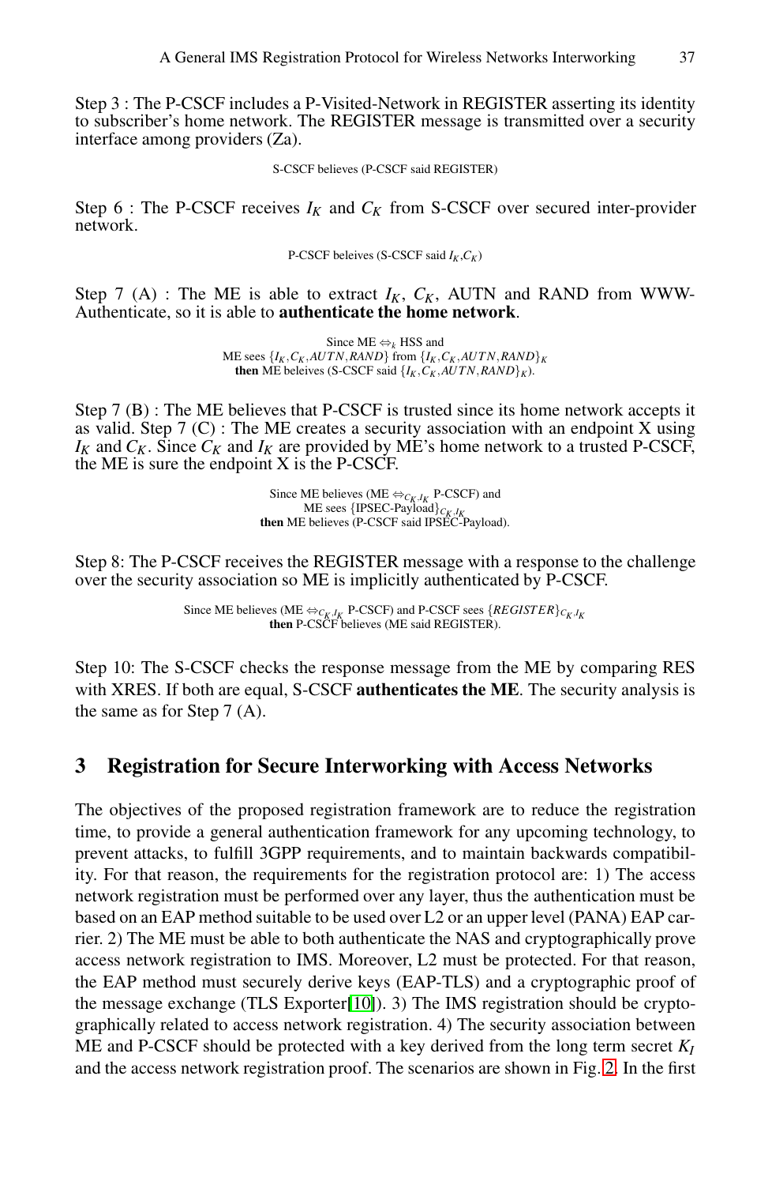Step 3 : The P-CSCF includes a P-Visited-Network in REGISTER asserting its identity to subscriber's home network. The REGISTER message is transmitted over a security interface among providers (Za).

S-CSCF believes (P-CSCF said REGISTER)

Step 6 : The P-CSCF receives $I_K$ and $C_K$ from S-CSCF over secured inter-provider network.

P-CSCF beleives (S-CSCF said $I_K$,$C_K$)

Step 7 (A) : The ME is able to extract $I_K$, $C_K$, AUTN and RAND from WWW-Authenticate, so it is able to **authenticate the home network**.

Since ME $\Leftrightarrow_k$ HSS and
ME sees $\{I_K, C_K, AUTN, RAND\}$ from $\{I_K, C_K, AUTN, RAND\}_K$
**then** ME beleives (S-CSCF said $\{I_K, C_K, AUTN, RAND\}_K$).

Step 7 (B) : The ME believes that P-CSCF is trusted since its home network accepts it as valid. Step 7 (C) : The ME creates a security association with an endpoint X using $I_K$ and $C_K$. Since $C_K$ and $I_K$ are provided by ME's home network to a trusted P-CSCF, the ME is sure the endpoint X is the P-CSCF.

Since ME believes (ME $\Leftrightarrow_{C_K,I_K}$ P-CSCF) and
ME sees $\{$IPSEC-Payload$\}_{C_K,I_K}$
**then** ME believes (P-CSCF said IPSEC-Payload).

Step 8: The P-CSCF receives the REGISTER message with a response to the challenge over the security association so ME is implicitly authenticated by P-CSCF.

Since ME believes (ME $\Leftrightarrow_{C_K,I_K}$ P-CSCF) and P-CSCF sees $\{REGISTER\}_{C_K,I_K}$
**then** P-CSCF believes (ME said REGISTER).

Step 10: The S-CSCF checks the response message from the ME by comparing RES with XRES. If both are equal, S-CSCF **authenticates the ME**. The security analysis is the same as for Step 7 (A).

## 3 Registration for Secure Interworking with Access Networks

The objectives of the proposed registration framework are to reduce the registration time, to provide a general authentication framework for any upcoming technology, to prevent attacks, to fulfill 3GPP requirements, and to maintain backwards compatibility. For that reason, the requirements for the registration protocol are: 1) The access network registration must be performed over any layer, thus the authentication must be based on an EAP method suitable to be used over L2 or an upper level (PANA) EAP carrier. 2) The ME must be able to both authenticate the NAS and cryptographically prove access network registration to IMS. Moreover, L2 must be protected. For that reason, the EAP method must securely derive keys (EAP-TLS) and a cryptographic proof of the message exchange (TLS Exporter[10]). 3) The IMS registration should be cryptographically related to access network registration. 4) The security association between ME and P-CSCF should be protected with a key derived from the long term secret $K_I$ and the access network registration proof. The scenarios are shown in Fig. 2. In the first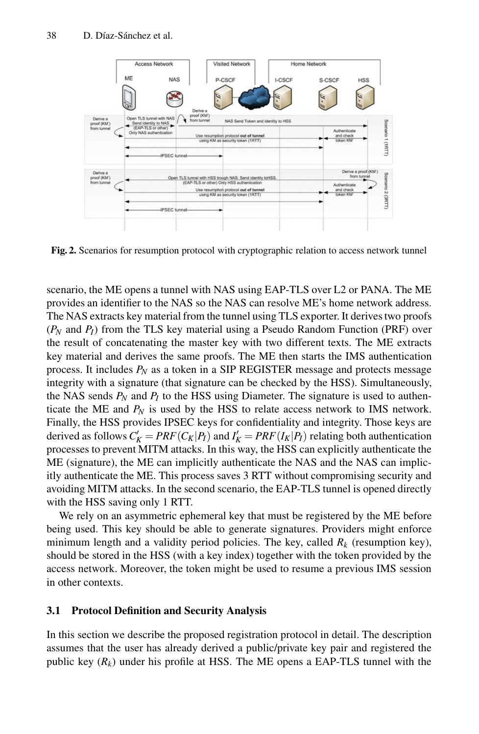**Fig. 2.** Scenarios for resumption protocol with cryptographic relation to access network tunnel

scenario, the ME opens a tunnel with NAS using EAP-TLS over L2 or PANA. The ME provides an identifier to the NAS so the NAS can resolve ME's home network address. The NAS extracts key material from the tunnel using TLS exporter. It derives two proofs ($P_N$ and $P_I$) from the TLS key material using a Pseudo Random Function (PRF) over the result of concatenating the master key with two different texts. The ME extracts key material and derives the same proofs. The ME then starts the IMS authentication process. It includes $P_N$ as a token in a SIP REGISTER message and protects message integrity with a signature (that signature can be checked by the HSS). Simultaneously, the NAS sends $P_N$ and $P_I$ to the HSS using Diameter. The signature is used to authenticate the ME and $P_N$ is used by the HSS to relate access network to IMS network. Finally, the HSS provides IPSEC keys for confidentiality and integrity. Those keys are derived as follows $C'_K = PRF(C_K|P_I)$ and $I'_K = PRF(I_K|P_I)$ relating both authentication processes to prevent MITM attacks. In this way, the HSS can explicitly authenticate the ME (signature), the ME can implicitly authenticate the NAS and the NAS can implicitly authenticate the ME. This process saves 3 RTT without compromising security and avoiding MITM attacks. In the second scenario, the EAP-TLS tunnel is opened directly with the HSS saving only 1 RTT.

We rely on an asymmetric ephemeral key that must be registered by the ME before being used. This key should be able to generate signatures. Providers might enforce minimum length and a validity period policies. The key, called $R_k$ (resumption key), should be stored in the HSS (with a key index) together with the token provided by the access network. Moreover, the token might be used to resume a previous IMS session in other contexts.

### 3.1 Protocol Definition and Security Analysis

In this section we describe the proposed registration protocol in detail. The description assumes that the user has already derived a public/private key pair and registered the public key ($R_k$) under his profile at HSS. The ME opens a EAP-TLS tunnel with the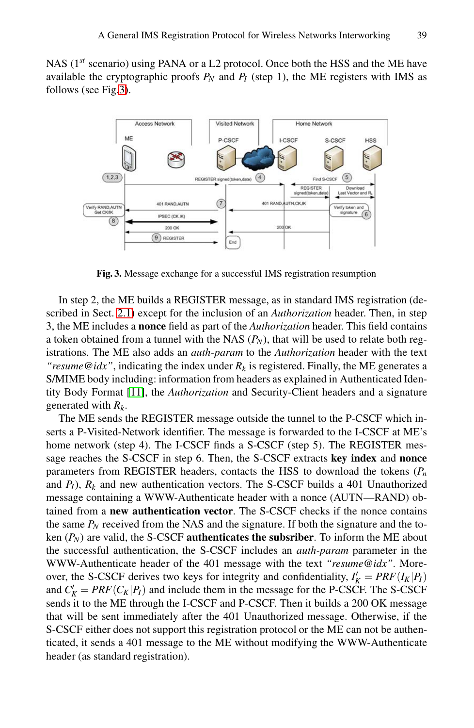NAS (1st scenario) using PANA or a L2 protocol. Once both the HSS and the ME have available the cryptographic proofs $P_N$ and $P_I$ (step 1), the ME registers with IMS as follows (see Fig. 3).

**Fig. 3.** Message exchange for a successful IMS registration resumption

In step 2, the ME builds a REGISTER message, as in standard IMS registration (described in Sect. 2.1) except for the inclusion of an *Authorization* header. Then, in step 3, the ME includes a **nonce** field as part of the *Authorization* header. This field contains a token obtained from a tunnel with the NAS ($P_N$), that will be used to relate both registrations. The ME also adds an *auth-param* to the *Authorization* header with the text *"resume@idx"*, indicating the index under $R_k$ is registered. Finally, the ME generates a S/MIME body including: information from headers as explained in Authenticated Identity Body Format [11], the *Authorization* and Security-Client headers and a signature generated with $R_k$.

The ME sends the REGISTER message outside the tunnel to the P-CSCF which inserts a P-Visited-Network identifier. The message is forwarded to the I-CSCF at ME's home network (step 4). The I-CSCF finds a S-CSCF (step 5). The REGISTER message reaches the S-CSCF in step 6. Then, the S-CSCF extracts **key index** and **nonce** parameters from REGISTER headers, contacts the HSS to download the tokens ($P_n$ and $P_I$), $R_k$ and new authentication vectors. The S-CSCF builds a 401 Unauthorized message containing a WWW-Authenticate header with a nonce (AUTN—RAND) obtained from a **new authentication vector**. The S-CSCF checks if the nonce contains the same $P_N$ received from the NAS and the signature. If both the signature and the token ($P_N$) are valid, the S-CSCF **authenticates the subsriber**. To inform the ME about the successful authentication, the S-CSCF includes an *auth-param* parameter in the WWW-Authenticate header of the 401 message with the text *"resume@idx"*. Moreover, the S-CSCF derives two keys for integrity and confidentiality, $I'_K = PRF(I_K|P_I)$ and $C'_K = PRF(C_K|P_I)$ and include them in the message for the P-CSCF. The S-CSCF sends it to the ME through the I-CSCF and P-CSCF. Then it builds a 200 OK message that will be sent immediately after the 401 Unauthorized message. Otherwise, if the S-CSCF either does not support this registration protocol or the ME can not be authenticated, it sends a 401 message to the ME without modifying the WWW-Authenticate header (as standard registration).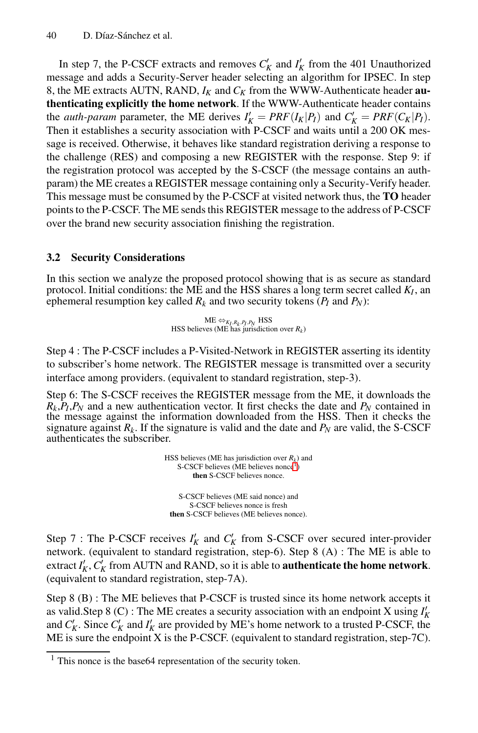In step 7, the P-CSCF extracts and removes $C'_K$ and $I'_K$ from the 401 Unauthorized message and adds a Security-Server header selecting an algorithm for IPSEC. In step 8, the ME extracts AUTN, RAND, $I_K$ and $C_K$ from the WWW-Authenticate header **authenticating explicitly the home network**. If the WWW-Authenticate header contains the *auth-param* parameter, the ME derives $I'_K = PRF(I_K|P_I)$ and $C'_K = PRF(C_K|P_I)$. Then it establishes a security association with P-CSCF and waits until a 200 OK message is received. Otherwise, it behaves like standard registration deriving a response to the challenge (RES) and composing a new REGISTER with the response. Step 9: if the registration protocol was accepted by the S-CSCF (the message contains an auth-param) the ME creates a REGISTER message containing only a Security-Verify header. This message must be consumed by the P-CSCF at visited network thus, the **TO** header points to the P-CSCF. The ME sends this REGISTER message to the address of P-CSCF over the brand new security association finishing the registration.

### 3.2 Security Considerations

In this section we analyze the proposed protocol showing that is as secure as standard protocol. Initial conditions: the ME and the HSS shares a long term secret called $K_I$, an ephemeral resumption key called $R_k$ and two security tokens ($P_I$ and $P_N$):

$$\text{ME} \Leftrightarrow_{K_I,R_k,P_I,P_N} \text{HSS}$$
HSS believes (ME has jurisdiction over $R_k$)

Step 4 : The P-CSCF includes a P-Visited-Network in REGISTER asserting its identity to subscriber's home network. The REGISTER message is transmitted over a security interface among providers. (equivalent to standard registration, step-3).

Step 6: The S-CSCF receives the REGISTER message from the ME, it downloads the $R_k$,$P_I$,$P_N$ and a new authentication vector. It first checks the date and $P_N$ contained in the message against the information downloaded from the HSS. Then it checks the signature against $R_k$. If the signature is valid and the date and $P_N$ are valid, the S-CSCF authenticates the subscriber.

HSS believes (ME has jurisdiction over $R_k$) and
S-CSCF believes (ME believes nonce[1])
**then** S-CSCF believes nonce.

S-CSCF believes (ME said nonce) and
S-CSCF believes nonce is fresh
**then** S-CSCF believes (ME believes nonce).

Step 7 : The P-CSCF receives $I'_K$ and $C'_K$ from S-CSCF over secured inter-provider network. (equivalent to standard registration, step-6). Step 8 (A) : The ME is able to extract $I'_K$, $C'_K$ from AUTN and RAND, so it is able to **authenticate the home network**. (equivalent to standard registration, step-7A).

Step 8 (B) : The ME believes that P-CSCF is trusted since its home network accepts it as valid.Step 8 (C) : The ME creates a security association with an endpoint X using $I'_K$ and $C'_K$. Since $C'_K$ and $I'_K$ are provided by ME's home network to a trusted P-CSCF, the ME is sure the endpoint X is the P-CSCF. (equivalent to standard registration, step-7C).

[1] This nonce is the base64 representation of the security token.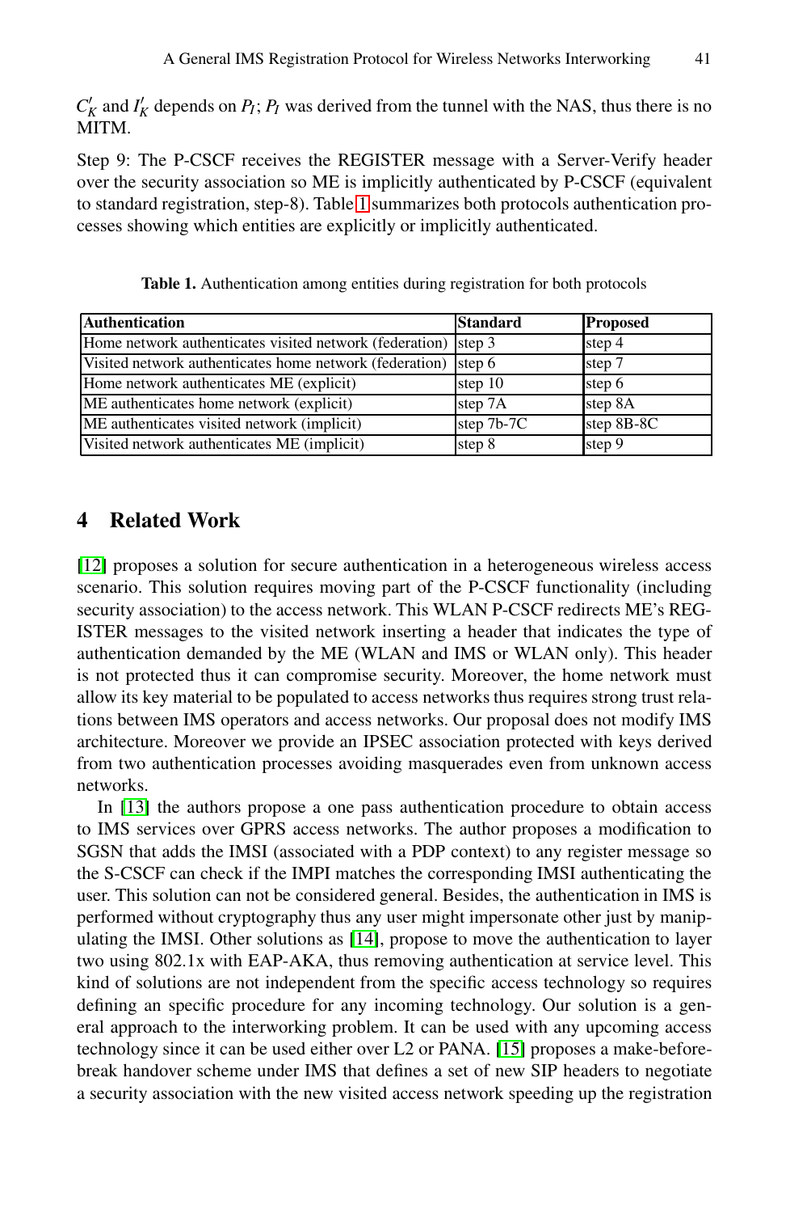$C'_K$ and $I'_K$ depends on $P_I$; $P_I$ was derived from the tunnel with the NAS, thus there is no MITM.

Step 9: The P-CSCF receives the REGISTER message with a Server-Verify header over the security association so ME is implicitly authenticated by P-CSCF (equivalent to standard registration, step-8). Table 1 summarizes both protocols authentication processes showing which entities are explicitly or implicitly authenticated.

**Table 1.** Authentication among entities during registration for both protocols

| Authentication | Standard | Proposed |
|---|---|---|
| Home network authenticates visited network (federation) | step 3 | step 4 |
| Visited network authenticates home network (federation) | step 6 | step 7 |
| Home network authenticates ME (explicit) | step 10 | step 6 |
| ME authenticates home network (explicit) | step 7A | step 8A |
| ME authenticates visited network (implicit) | step 7b-7C | step 8B-8C |
| Visited network authenticates ME (implicit) | step 8 | step 9 |

## 4 Related Work

[12] proposes a solution for secure authentication in a heterogeneous wireless access scenario. This solution requires moving part of the P-CSCF functionality (including security association) to the access network. This WLAN P-CSCF redirects ME's REGISTER messages to the visited network inserting a header that indicates the type of authentication demanded by the ME (WLAN and IMS or WLAN only). This header is not protected thus it can compromise security. Moreover, the home network must allow its key material to be populated to access networks thus requires strong trust relations between IMS operators and access networks. Our proposal does not modify IMS architecture. Moreover we provide an IPSEC association protected with keys derived from two authentication processes avoiding masquerades even from unknown access networks.

In [13] the authors propose a one pass authentication procedure to obtain access to IMS services over GPRS access networks. The author proposes a modification to SGSN that adds the IMSI (associated with a PDP context) to any register message so the S-CSCF can check if the IMPI matches the corresponding IMSI authenticating the user. This solution can not be considered general. Besides, the authentication in IMS is performed without cryptography thus any user might impersonate other just by manipulating the IMSI. Other solutions as [14], propose to move the authentication to layer two using 802.1x with EAP-AKA, thus removing authentication at service level. This kind of solutions are not independent from the specific access technology so requires defining an specific procedure for any incoming technology. Our solution is a general approach to the interworking problem. It can be used with any upcoming access technology since it can be used either over L2 or PANA. [15] proposes a make-before-break handover scheme under IMS that defines a set of new SIP headers to negotiate a security association with the new visited access network speeding up the registration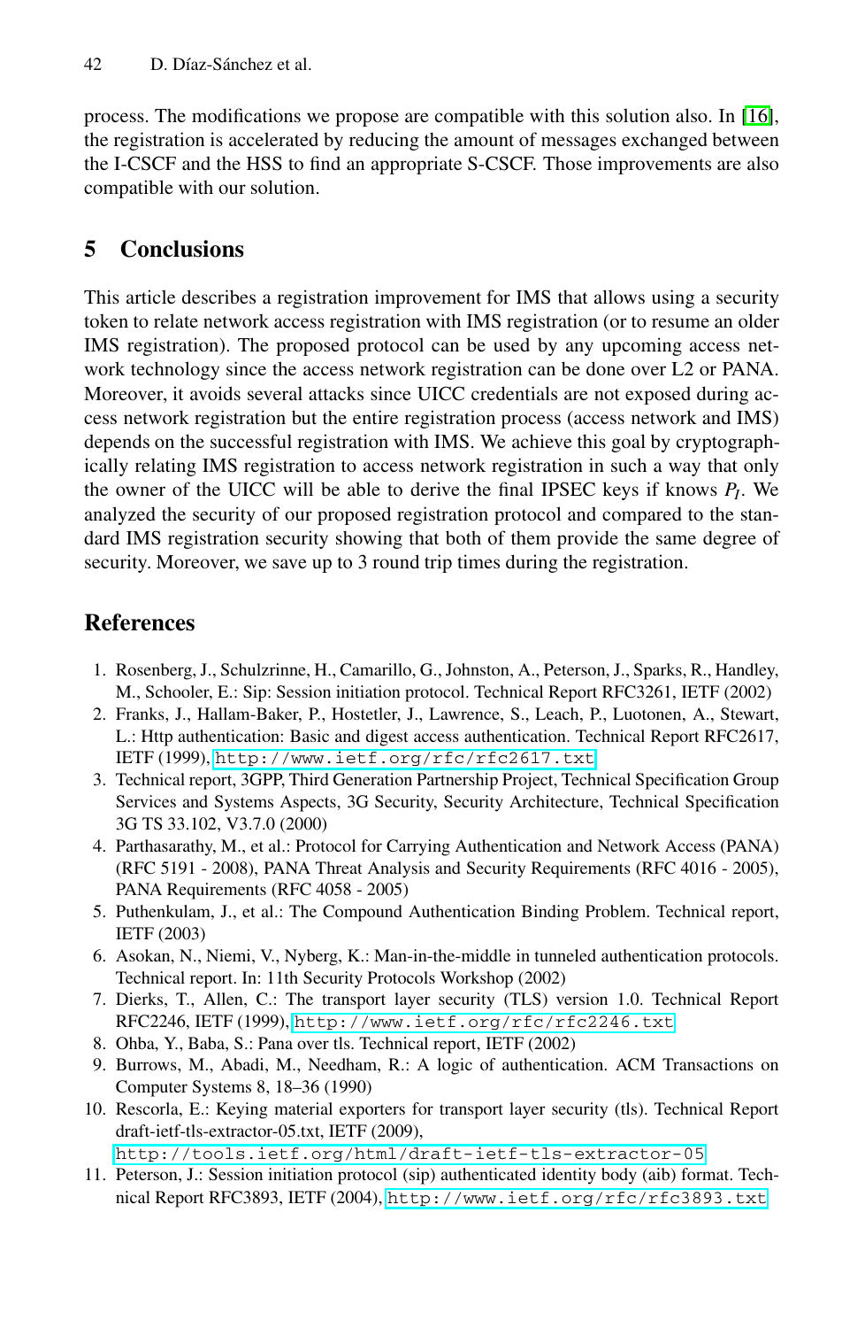process. The modifications we propose are compatible with this solution also. In [16], the registration is accelerated by reducing the amount of messages exchanged between the I-CSCF and the HSS to find an appropriate S-CSCF. Those improvements are also compatible with our solution.

## 5 Conclusions

This article describes a registration improvement for IMS that allows using a security token to relate network access registration with IMS registration (or to resume an older IMS registration). The proposed protocol can be used by any upcoming access network technology since the access network registration can be done over L2 or PANA. Moreover, it avoids several attacks since UICC credentials are not exposed during access network registration but the entire registration process (access network and IMS) depends on the successful registration with IMS. We achieve this goal by cryptographically relating IMS registration to access network registration in such a way that only the owner of the UICC will be able to derive the final IPSEC keys if knows $P_I$. We analyzed the security of our proposed registration protocol and compared to the standard IMS registration security showing that both of them provide the same degree of security. Moreover, we save up to 3 round trip times during the registration.

## References

1. Rosenberg, J., Schulzrinne, H., Camarillo, G., Johnston, A., Peterson, J., Sparks, R., Handley, M., Schooler, E.: Sip: Session initiation protocol. Technical Report RFC3261, IETF (2002)
2. Franks, J., Hallam-Baker, P., Hostetler, J., Lawrence, S., Leach, P., Luotonen, A., Stewart, L.: Http authentication: Basic and digest access authentication. Technical Report RFC2617, IETF (1999), http://www.ietf.org/rfc/rfc2617.txt
3. Technical report, 3GPP, Third Generation Partnership Project, Technical Specification Group Services and Systems Aspects, 3G Security, Security Architecture, Technical Specification 3G TS 33.102, V3.7.0 (2000)
4. Parthasarathy, M., et al.: Protocol for Carrying Authentication and Network Access (PANA) (RFC 5191 - 2008), PANA Threat Analysis and Security Requirements (RFC 4016 - 2005), PANA Requirements (RFC 4058 - 2005)
5. Puthenkulam, J., et al.: The Compound Authentication Binding Problem. Technical report, IETF (2003)
6. Asokan, N., Niemi, V., Nyberg, K.: Man-in-the-middle in tunneled authentication protocols. Technical report. In: 11th Security Protocols Workshop (2002)
7. Dierks, T., Allen, C.: The transport layer security (TLS) version 1.0. Technical Report RFC2246, IETF (1999), http://www.ietf.org/rfc/rfc2246.txt
8. Ohba, Y., Baba, S.: Pana over tls. Technical report, IETF (2002)
9. Burrows, M., Abadi, M., Needham, R.: A logic of authentication. ACM Transactions on Computer Systems 8, 18–36 (1990)
10. Rescorla, E.: Keying material exporters for transport layer security (tls). Technical Report draft-ietf-tls-extractor-05.txt, IETF (2009), http://tools.ietf.org/html/draft-ietf-tls-extractor-05
11. Peterson, J.: Session initiation protocol (sip) authenticated identity body (aib) format. Technical Report RFC3893, IETF (2004), http://www.ietf.org/rfc/rfc3893.txt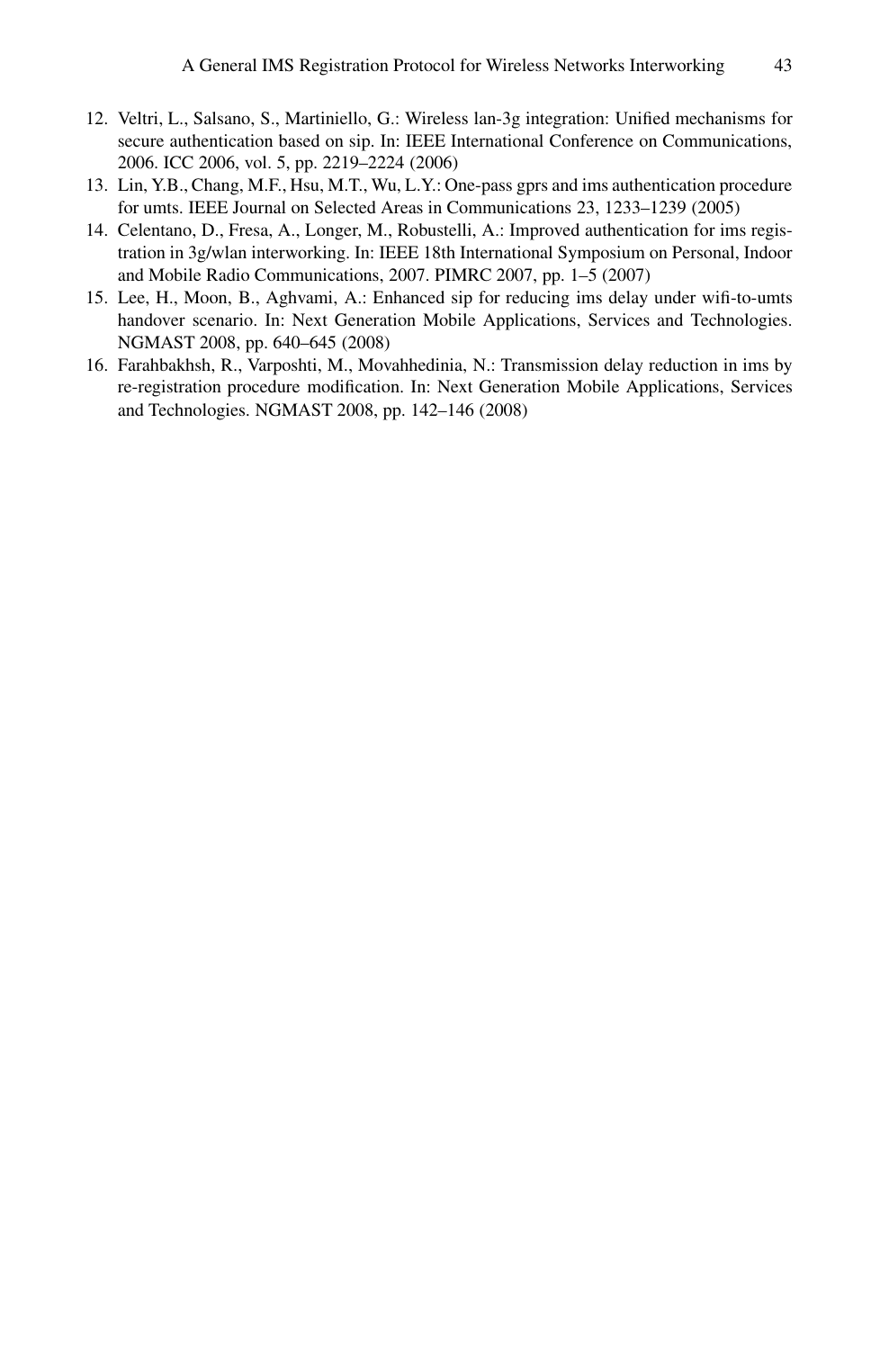12. Veltri, L., Salsano, S., Martiniello, G.: Wireless lan-3g integration: Unified mechanisms for secure authentication based on sip. In: IEEE International Conference on Communications, 2006. ICC 2006, vol. 5, pp. 2219–2224 (2006)
13. Lin, Y.B., Chang, M.F., Hsu, M.T., Wu, L.Y.: One-pass gprs and ims authentication procedure for umts. IEEE Journal on Selected Areas in Communications 23, 1233–1239 (2005)
14. Celentano, D., Fresa, A., Longer, M., Robustelli, A.: Improved authentication for ims registration in 3g/wlan interworking. In: IEEE 18th International Symposium on Personal, Indoor and Mobile Radio Communications, 2007. PIMRC 2007, pp. 1–5 (2007)
15. Lee, H., Moon, B., Aghvami, A.: Enhanced sip for reducing ims delay under wifi-to-umts handover scenario. In: Next Generation Mobile Applications, Services and Technologies. NGMAST 2008, pp. 640–645 (2008)
16. Farahbakhsh, R., Varposhti, M., Movahhedinia, N.: Transmission delay reduction in ims by re-registration procedure modification. In: Next Generation Mobile Applications, Services and Technologies. NGMAST 2008, pp. 142–146 (2008)